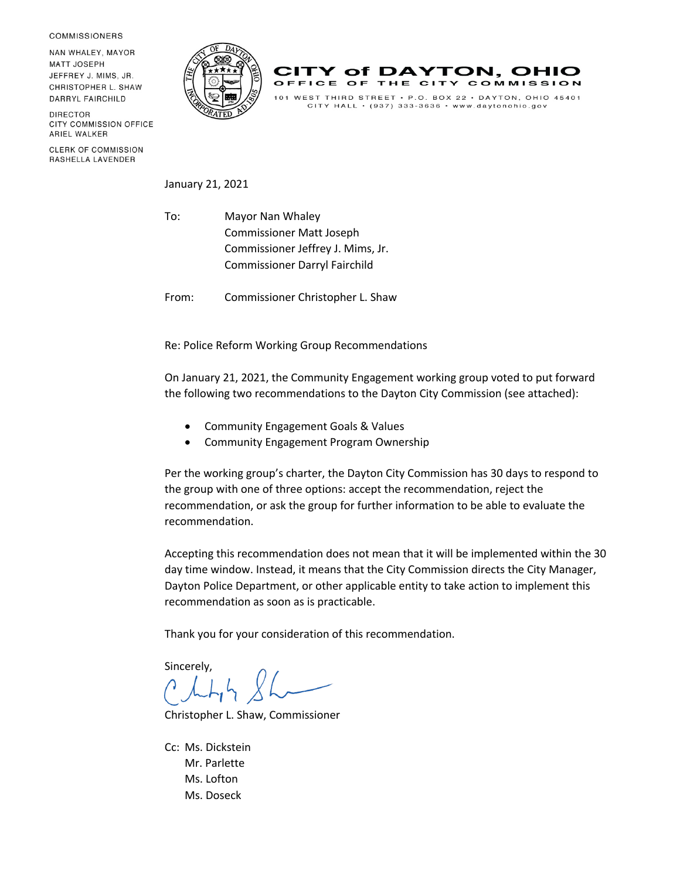COMMISSIONERS

NAN WHALEY, MAYOR
MATT JOSEPH
JEFFREY J. MIMS, JR.
CHRISTOPHER L. SHAW
DARRYL FAIRCHILD

DIRECTOR
CITY COMMISSION OFFICE
ARIEL WALKER

CLERK OF COMMISSION
RASHELLA LAVENDER

# CITY of DAYTON, OHIO

## OFFICE OF THE CITY COMMISSION

101 WEST THIRD STREET • P.O. BOX 22 • DAYTON, OHIO 45401
CITY HALL • (937) 333-3636 • www.daytonohio.gov

January 21, 2021

To: Mayor Nan Whaley
Commissioner Matt Joseph
Commissioner Jeffrey J. Mims, Jr.
Commissioner Darryl Fairchild

From: Commissioner Christopher L. Shaw

Re: Police Reform Working Group Recommendations

On January 21, 2021, the Community Engagement working group voted to put forward the following two recommendations to the Dayton City Commission (see attached):

- Community Engagement Goals & Values
- Community Engagement Program Ownership

Per the working group's charter, the Dayton City Commission has 30 days to respond to the group with one of three options: accept the recommendation, reject the recommendation, or ask the group for further information to be able to evaluate the recommendation.

Accepting this recommendation does not mean that it will be implemented within the 30 day time window. Instead, it means that the City Commission directs the City Manager, Dayton Police Department, or other applicable entity to take action to implement this recommendation as soon as is practicable.

Thank you for your consideration of this recommendation.

Sincerely,

Christopher L. Shaw, Commissioner

Cc: Ms. Dickstein
Mr. Parlette
Ms. Lofton
Ms. Doseck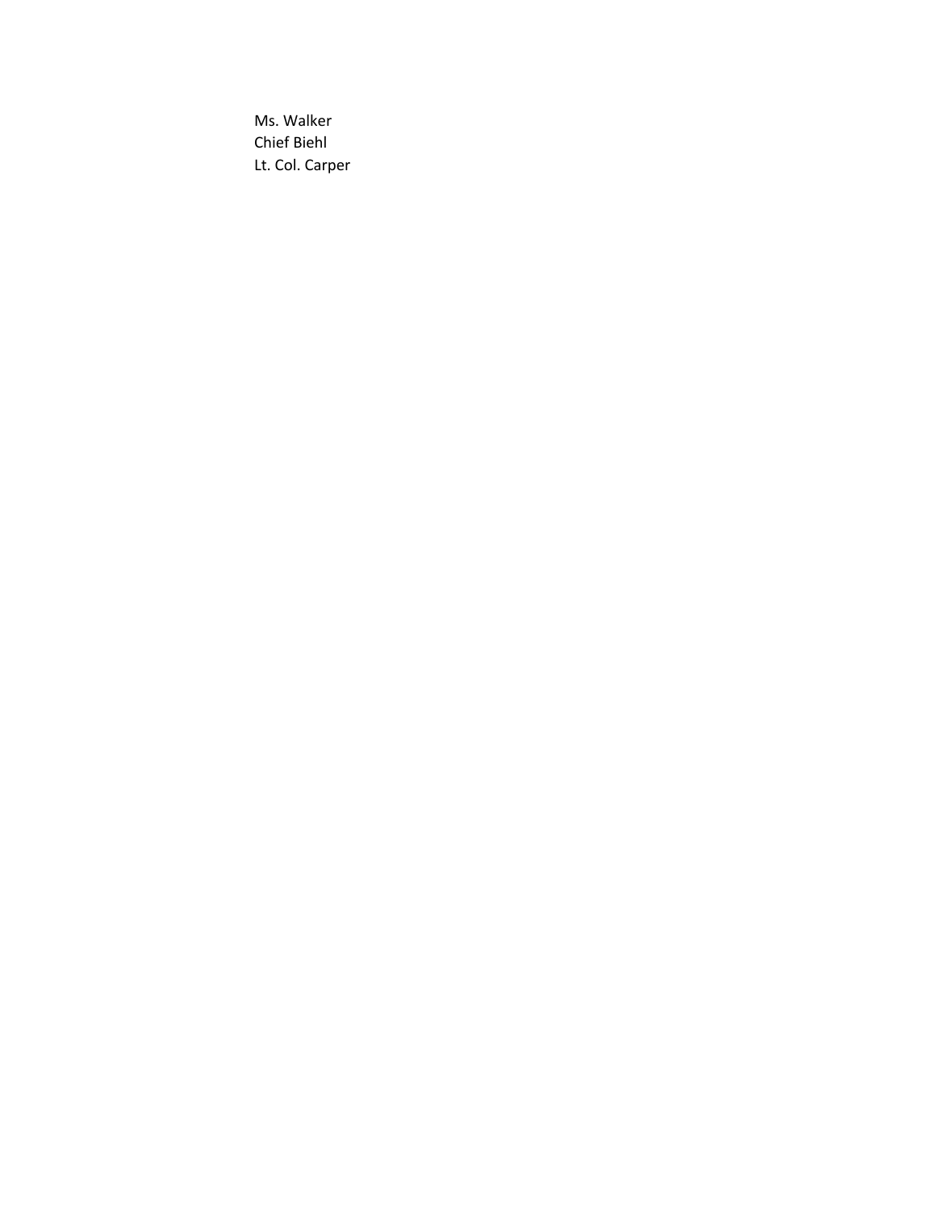Ms. Walker
Chief Biehl
Lt. Col. Carper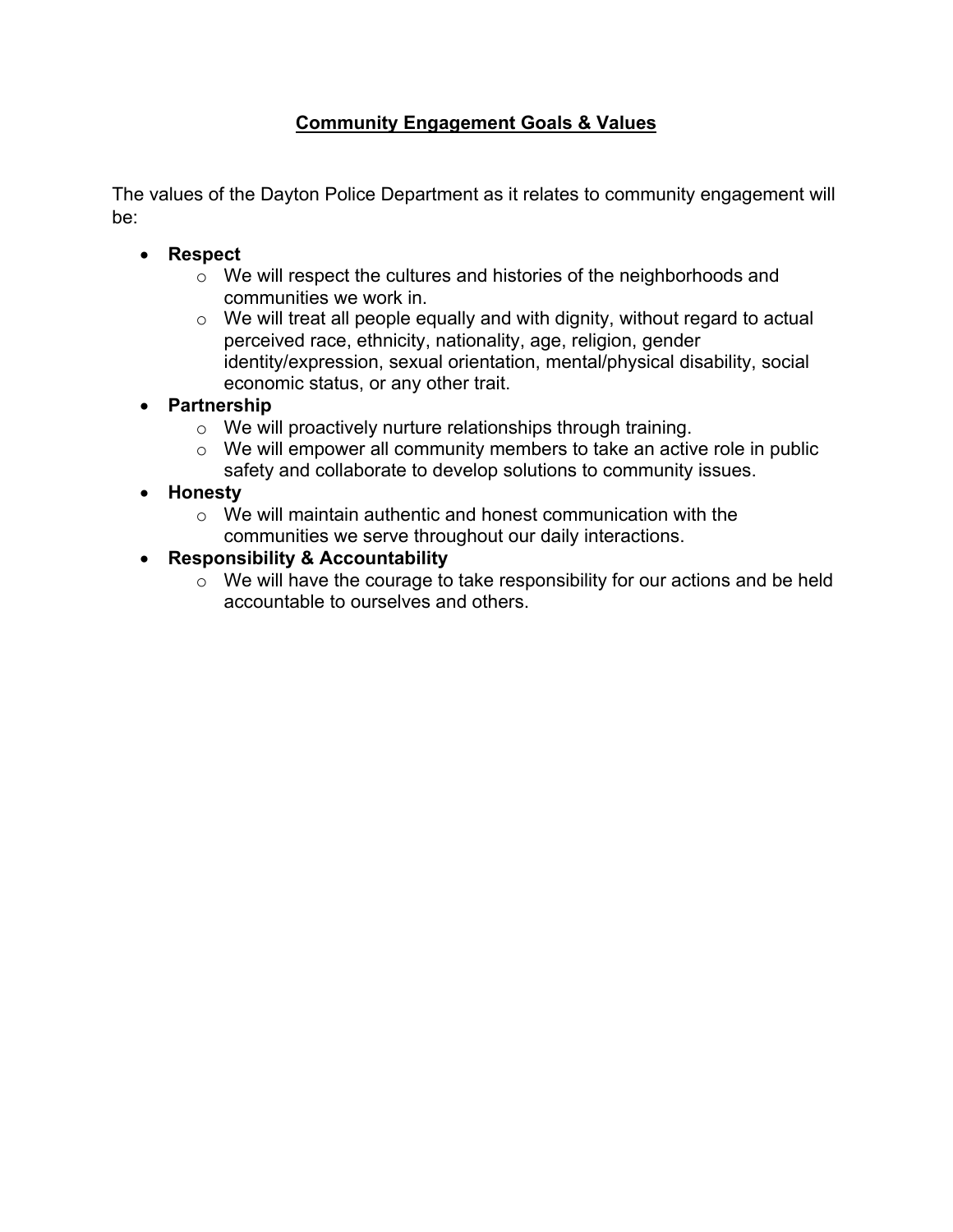## Community Engagement Goals & Values

The values of the Dayton Police Department as it relates to community engagement will be:

- **Respect**
  - We will respect the cultures and histories of the neighborhoods and communities we work in.
  - We will treat all people equally and with dignity, without regard to actual perceived race, ethnicity, nationality, age, religion, gender identity/expression, sexual orientation, mental/physical disability, social economic status, or any other trait.
- **Partnership**
  - We will proactively nurture relationships through training.
  - We will empower all community members to take an active role in public safety and collaborate to develop solutions to community issues.
- **Honesty**
  - We will maintain authentic and honest communication with the communities we serve throughout our daily interactions.
- **Responsibility & Accountability**
  - We will have the courage to take responsibility for our actions and be held accountable to ourselves and others.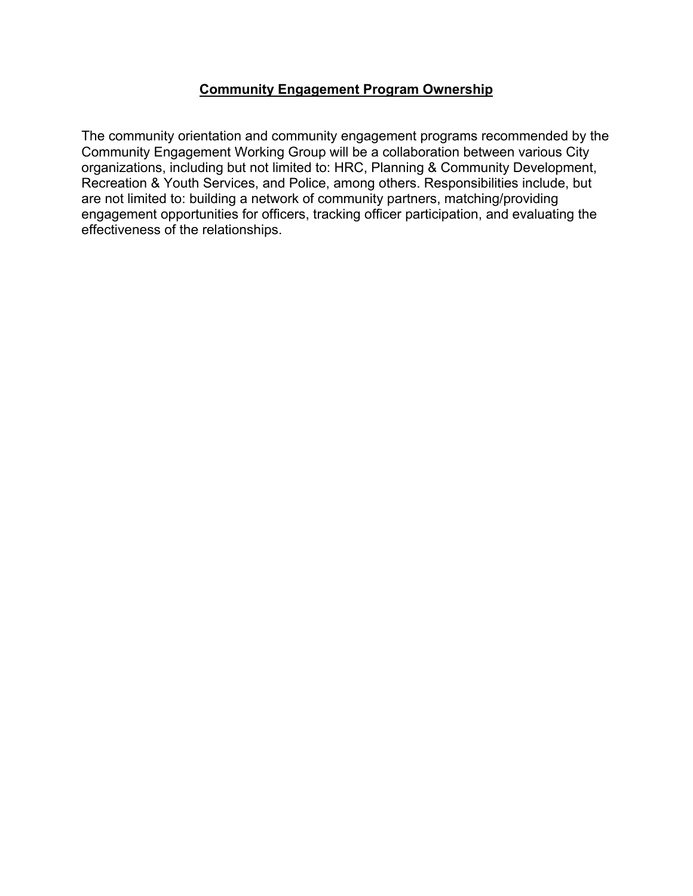## Community Engagement Program Ownership

The community orientation and community engagement programs recommended by the Community Engagement Working Group will be a collaboration between various City organizations, including but not limited to: HRC, Planning & Community Development, Recreation & Youth Services, and Police, among others. Responsibilities include, but are not limited to: building a network of community partners, matching/providing engagement opportunities for officers, tracking officer participation, and evaluating the effectiveness of the relationships.